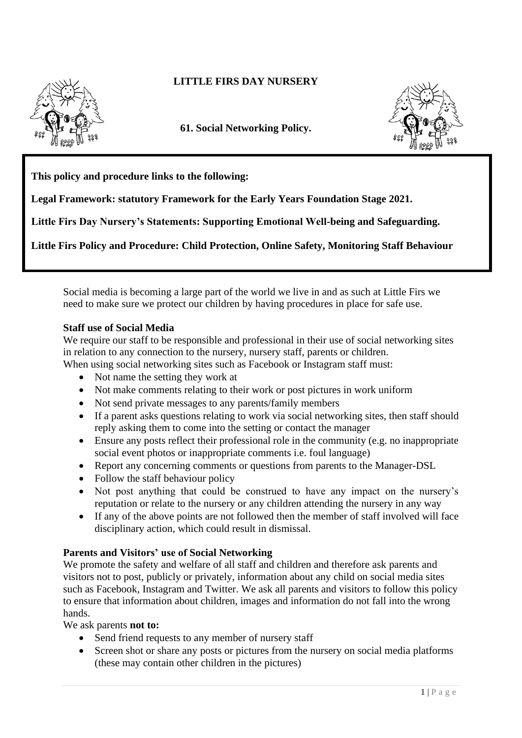# LITTLE FIRS DAY NURSERY

## 61. Social Networking Policy.

**This policy and procedure links to the following:**

**Legal Framework: statutory Framework for the Early Years Foundation Stage 2021.**

**Little Firs Day Nursery's Statements: Supporting Emotional Well-being and Safeguarding.**

**Little Firs Policy and Procedure: Child Protection, Online Safety, Monitoring Staff Behaviour**

Social media is becoming a large part of the world we live in and as such at Little Firs we need to make sure we protect our children by having procedures in place for safe use.

### Staff use of Social Media

We require our staff to be responsible and professional in their use of social networking sites in relation to any connection to the nursery, nursery staff, parents or children.
When using social networking sites such as Facebook or Instagram staff must:

- Not name the setting they work at
- Not make comments relating to their work or post pictures in work uniform
- Not send private messages to any parents/family members
- If a parent asks questions relating to work via social networking sites, then staff should reply asking them to come into the setting or contact the manager
- Ensure any posts reflect their professional role in the community (e.g. no inappropriate social event photos or inappropriate comments i.e. foul language)
- Report any concerning comments or questions from parents to the Manager-DSL
- Follow the staff behaviour policy
- Not post anything that could be construed to have any impact on the nursery's reputation or relate to the nursery or any children attending the nursery in any way
- If any of the above points are not followed then the member of staff involved will face disciplinary action, which could result in dismissal.

### Parents and Visitors' use of Social Networking

We promote the safety and welfare of all staff and children and therefore ask parents and visitors not to post, publicly or privately, information about any child on social media sites such as Facebook, Instagram and Twitter. We ask all parents and visitors to follow this policy to ensure that information about children, images and information do not fall into the wrong hands.

We ask parents **not to:**

- Send friend requests to any member of nursery staff
- Screen shot or share any posts or pictures from the nursery on social media platforms (these may contain other children in the pictures)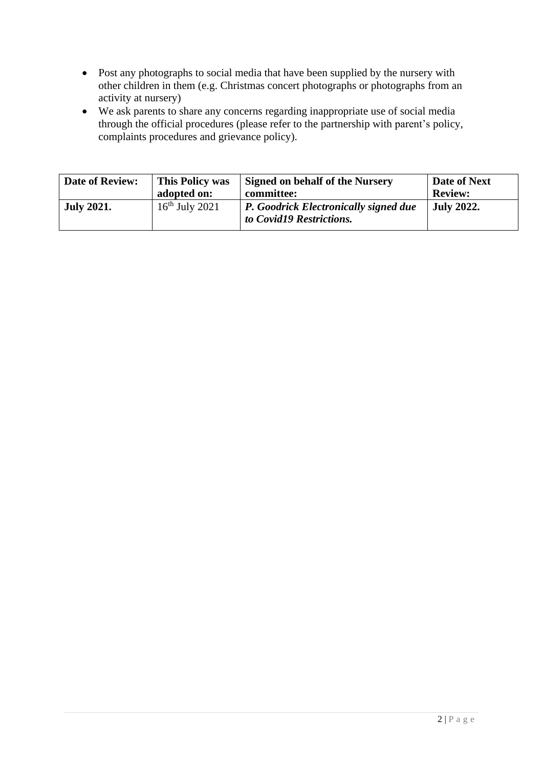- Post any photographs to social media that have been supplied by the nursery with other children in them (e.g. Christmas concert photographs or photographs from an activity at nursery)
- We ask parents to share any concerns regarding inappropriate use of social media through the official procedures (please refer to the partnership with parent's policy, complaints procedures and grievance policy).

| Date of Review: | This Policy was adopted on: | Signed on behalf of the Nursery committee: | Date of Next Review: |
|---|---|---|---|
| **July 2021.** | 16th July 2021 | ***P. Goodrick Electronically signed due to Covid19 Restrictions.*** | **July 2022.** |